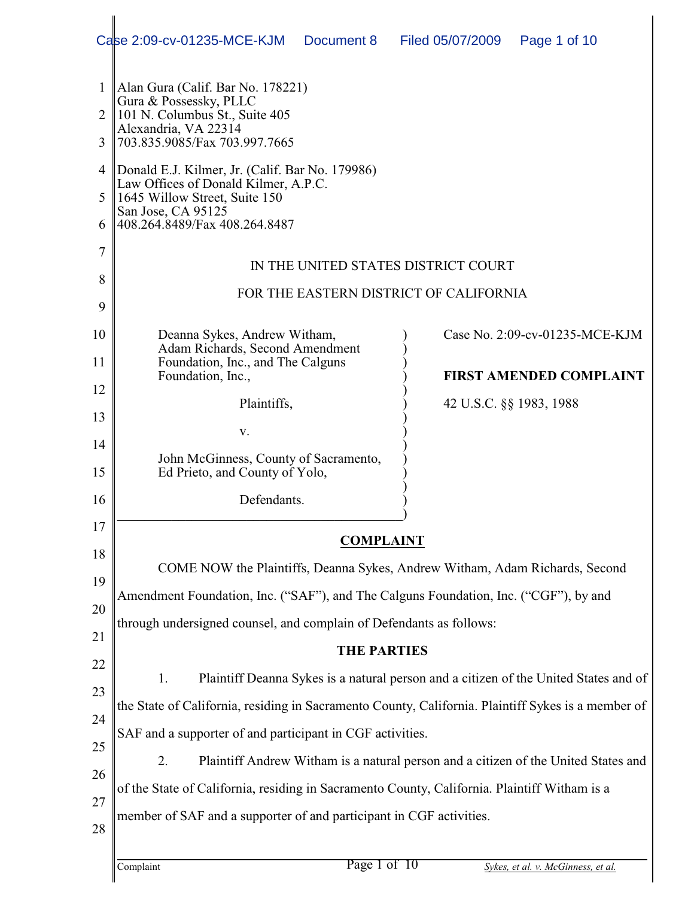Alan Gura (Calif. Bar No. 178221)
Gura & Possessky, PLLC
101 N. Columbus St., Suite 405
Alexandria, VA 22314
703.835.9085/Fax 703.997.7665

Donald E.J. Kilmer, Jr. (Calif. Bar No. 179986)
Law Offices of Donald Kilmer, A.P.C.
1645 Willow Street, Suite 150
San Jose, CA 95125
408.264.8489/Fax 408.264.8487

IN THE UNITED STATES DISTRICT COURT

FOR THE EASTERN DISTRICT OF CALIFORNIA

| | |
|---|---|
| Deanna Sykes, Andrew Witham, Adam Richards, Second Amendment Foundation, Inc., and The Calguns Foundation, Inc., | Case No. 2:09-cv-01235-MCE-KJM |
| Plaintiffs, | **FIRST AMENDED COMPLAINT** |
| v. | 42 U.S.C. §§ 1983, 1988 |
| John McGinness, County of Sacramento, Ed Prieto, and County of Yolo, | |
| Defendants. | |

## COMPLAINT

COME NOW the Plaintiffs, Deanna Sykes, Andrew Witham, Adam Richards, Second Amendment Foundation, Inc. ("SAF"), and The Calguns Foundation, Inc. ("CGF"), by and through undersigned counsel, and complain of Defendants as follows:

### THE PARTIES

1. Plaintiff Deanna Sykes is a natural person and a citizen of the United States and of the State of California, residing in Sacramento County, California. Plaintiff Sykes is a member of SAF and a supporter of and participant in CGF activities.

2. Plaintiff Andrew Witham is a natural person and a citizen of the United States and of the State of California, residing in Sacramento County, California. Plaintiff Witham is a member of SAF and a supporter of and participant in CGF activities.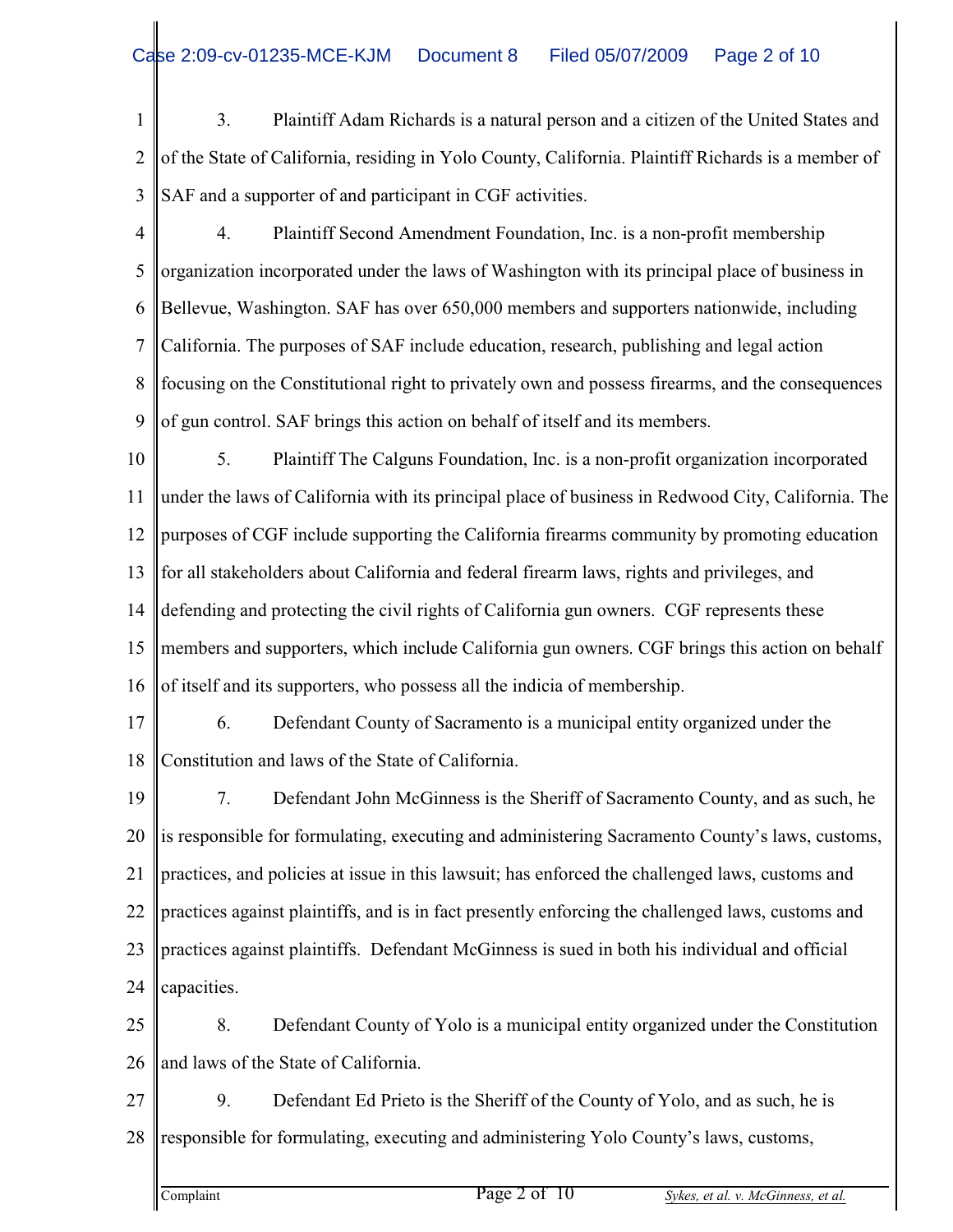3. Plaintiff Adam Richards is a natural person and a citizen of the United States and of the State of California, residing in Yolo County, California. Plaintiff Richards is a member of SAF and a supporter of and participant in CGF activities.

4. Plaintiff Second Amendment Foundation, Inc. is a non-profit membership organization incorporated under the laws of Washington with its principal place of business in Bellevue, Washington. SAF has over 650,000 members and supporters nationwide, including California. The purposes of SAF include education, research, publishing and legal action focusing on the Constitutional right to privately own and possess firearms, and the consequences of gun control. SAF brings this action on behalf of itself and its members.

5. Plaintiff The Calguns Foundation, Inc. is a non-profit organization incorporated under the laws of California with its principal place of business in Redwood City, California. The purposes of CGF include supporting the California firearms community by promoting education for all stakeholders about California and federal firearm laws, rights and privileges, and defending and protecting the civil rights of California gun owners. CGF represents these members and supporters, which include California gun owners. CGF brings this action on behalf of itself and its supporters, who possess all the indicia of membership.

6. Defendant County of Sacramento is a municipal entity organized under the Constitution and laws of the State of California.

7. Defendant John McGinness is the Sheriff of Sacramento County, and as such, he is responsible for formulating, executing and administering Sacramento County's laws, customs, practices, and policies at issue in this lawsuit; has enforced the challenged laws, customs and practices against plaintiffs, and is in fact presently enforcing the challenged laws, customs and practices against plaintiffs. Defendant McGinness is sued in both his individual and official capacities.

8. Defendant County of Yolo is a municipal entity organized under the Constitution and laws of the State of California.

9. Defendant Ed Prieto is the Sheriff of the County of Yolo, and as such, he is responsible for formulating, executing and administering Yolo County's laws, customs,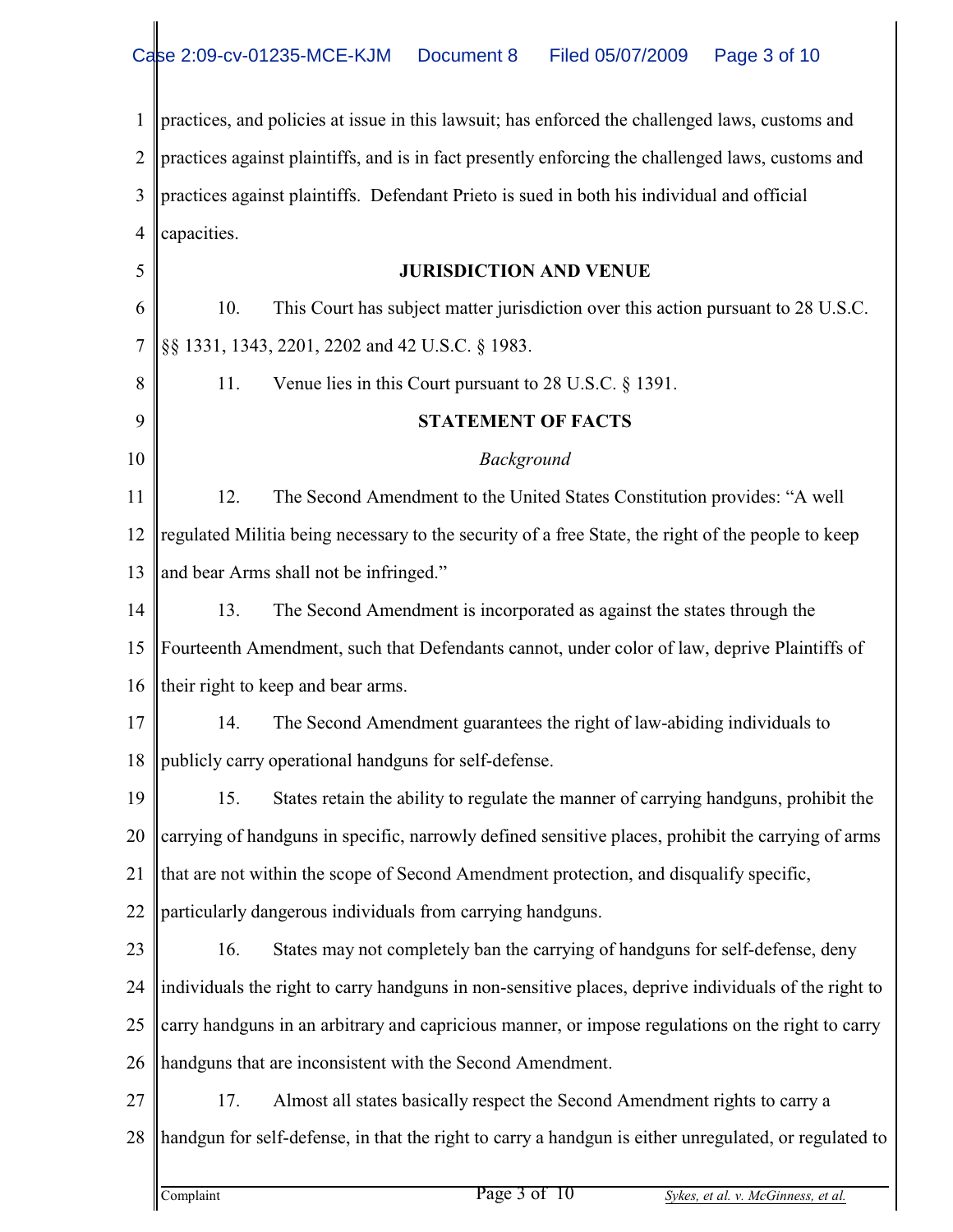practices, and policies at issue in this lawsuit; has enforced the challenged laws, customs and practices against plaintiffs, and is in fact presently enforcing the challenged laws, customs and practices against plaintiffs. Defendant Prieto is sued in both his individual and official capacities.

**JURISDICTION AND VENUE**

10. This Court has subject matter jurisdiction over this action pursuant to 28 U.S.C. §§ 1331, 1343, 2201, 2202 and 42 U.S.C. § 1983.

11. Venue lies in this Court pursuant to 28 U.S.C. § 1391.

**STATEMENT OF FACTS**

*Background*

12. The Second Amendment to the United States Constitution provides: "A well regulated Militia being necessary to the security of a free State, the right of the people to keep and bear Arms shall not be infringed."

13. The Second Amendment is incorporated as against the states through the Fourteenth Amendment, such that Defendants cannot, under color of law, deprive Plaintiffs of their right to keep and bear arms.

14. The Second Amendment guarantees the right of law-abiding individuals to publicly carry operational handguns for self-defense.

15. States retain the ability to regulate the manner of carrying handguns, prohibit the carrying of handguns in specific, narrowly defined sensitive places, prohibit the carrying of arms that are not within the scope of Second Amendment protection, and disqualify specific, particularly dangerous individuals from carrying handguns.

16. States may not completely ban the carrying of handguns for self-defense, deny individuals the right to carry handguns in non-sensitive places, deprive individuals of the right to carry handguns in an arbitrary and capricious manner, or impose regulations on the right to carry handguns that are inconsistent with the Second Amendment.

17. Almost all states basically respect the Second Amendment rights to carry a handgun for self-defense, in that the right to carry a handgun is either unregulated, or regulated to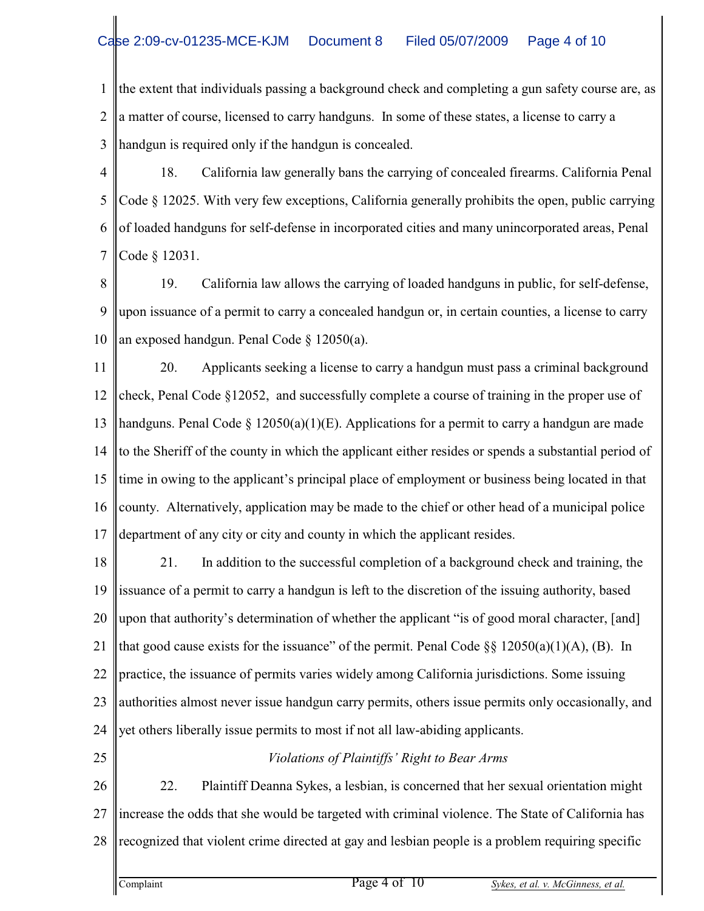the extent that individuals passing a background check and completing a gun safety course are, as a matter of course, licensed to carry handguns. In some of these states, a license to carry a handgun is required only if the handgun is concealed.

18. California law generally bans the carrying of concealed firearms. California Penal Code § 12025. With very few exceptions, California generally prohibits the open, public carrying of loaded handguns for self-defense in incorporated cities and many unincorporated areas, Penal Code § 12031.

19. California law allows the carrying of loaded handguns in public, for self-defense, upon issuance of a permit to carry a concealed handgun or, in certain counties, a license to carry an exposed handgun. Penal Code § 12050(a).

20. Applicants seeking a license to carry a handgun must pass a criminal background check, Penal Code §12052, and successfully complete a course of training in the proper use of handguns. Penal Code § 12050(a)(1)(E). Applications for a permit to carry a handgun are made to the Sheriff of the county in which the applicant either resides or spends a substantial period of time in owing to the applicant's principal place of employment or business being located in that county. Alternatively, application may be made to the chief or other head of a municipal police department of any city or city and county in which the applicant resides.

21. In addition to the successful completion of a background check and training, the issuance of a permit to carry a handgun is left to the discretion of the issuing authority, based upon that authority's determination of whether the applicant "is of good moral character, [and] that good cause exists for the issuance" of the permit. Penal Code §§ 12050(a)(1)(A), (B). In practice, the issuance of permits varies widely among California jurisdictions. Some issuing authorities almost never issue handgun carry permits, others issue permits only occasionally, and yet others liberally issue permits to most if not all law-abiding applicants.

*Violations of Plaintiffs' Right to Bear Arms*

22. Plaintiff Deanna Sykes, a lesbian, is concerned that her sexual orientation might increase the odds that she would be targeted with criminal violence. The State of California has recognized that violent crime directed at gay and lesbian people is a problem requiring specific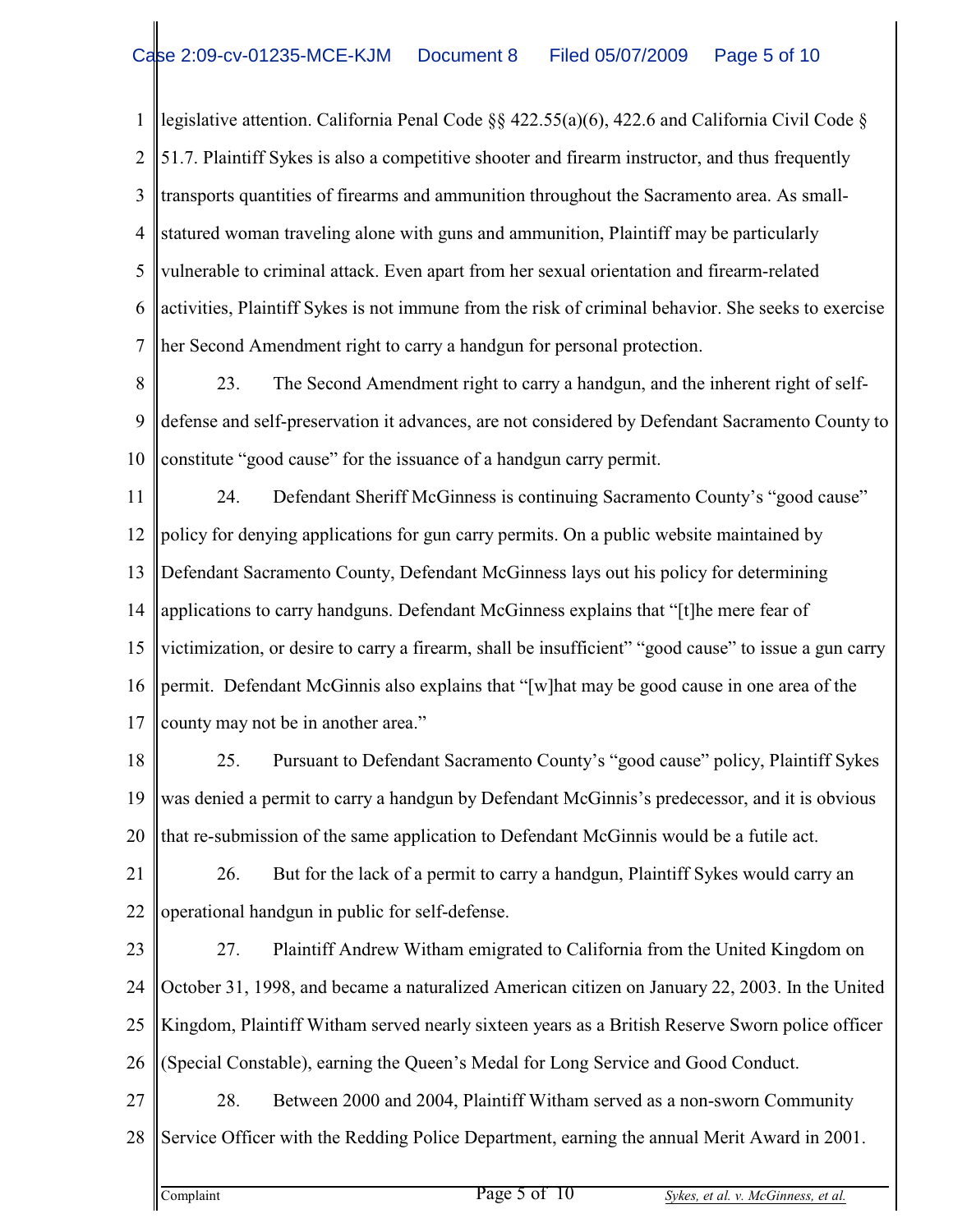legislative attention. California Penal Code §§ 422.55(a)(6), 422.6 and California Civil Code § 51.7. Plaintiff Sykes is also a competitive shooter and firearm instructor, and thus frequently transports quantities of firearms and ammunition throughout the Sacramento area. As small-statured woman traveling alone with guns and ammunition, Plaintiff may be particularly vulnerable to criminal attack. Even apart from her sexual orientation and firearm-related activities, Plaintiff Sykes is not immune from the risk of criminal behavior. She seeks to exercise her Second Amendment right to carry a handgun for personal protection.

23. The Second Amendment right to carry a handgun, and the inherent right of self-defense and self-preservation it advances, are not considered by Defendant Sacramento County to constitute "good cause" for the issuance of a handgun carry permit.

24. Defendant Sheriff McGinness is continuing Sacramento County's "good cause" policy for denying applications for gun carry permits. On a public website maintained by Defendant Sacramento County, Defendant McGinness lays out his policy for determining applications to carry handguns. Defendant McGinness explains that "[t]he mere fear of victimization, or desire to carry a firearm, shall be insufficient" "good cause" to issue a gun carry permit. Defendant McGinnis also explains that "[w]hat may be good cause in one area of the county may not be in another area."

25. Pursuant to Defendant Sacramento County's "good cause" policy, Plaintiff Sykes was denied a permit to carry a handgun by Defendant McGinnis's predecessor, and it is obvious that re-submission of the same application to Defendant McGinnis would be a futile act.

26. But for the lack of a permit to carry a handgun, Plaintiff Sykes would carry an operational handgun in public for self-defense.

27. Plaintiff Andrew Witham emigrated to California from the United Kingdom on October 31, 1998, and became a naturalized American citizen on January 22, 2003. In the United Kingdom, Plaintiff Witham served nearly sixteen years as a British Reserve Sworn police officer (Special Constable), earning the Queen's Medal for Long Service and Good Conduct.

28. Between 2000 and 2004, Plaintiff Witham served as a non-sworn Community Service Officer with the Redding Police Department, earning the annual Merit Award in 2001.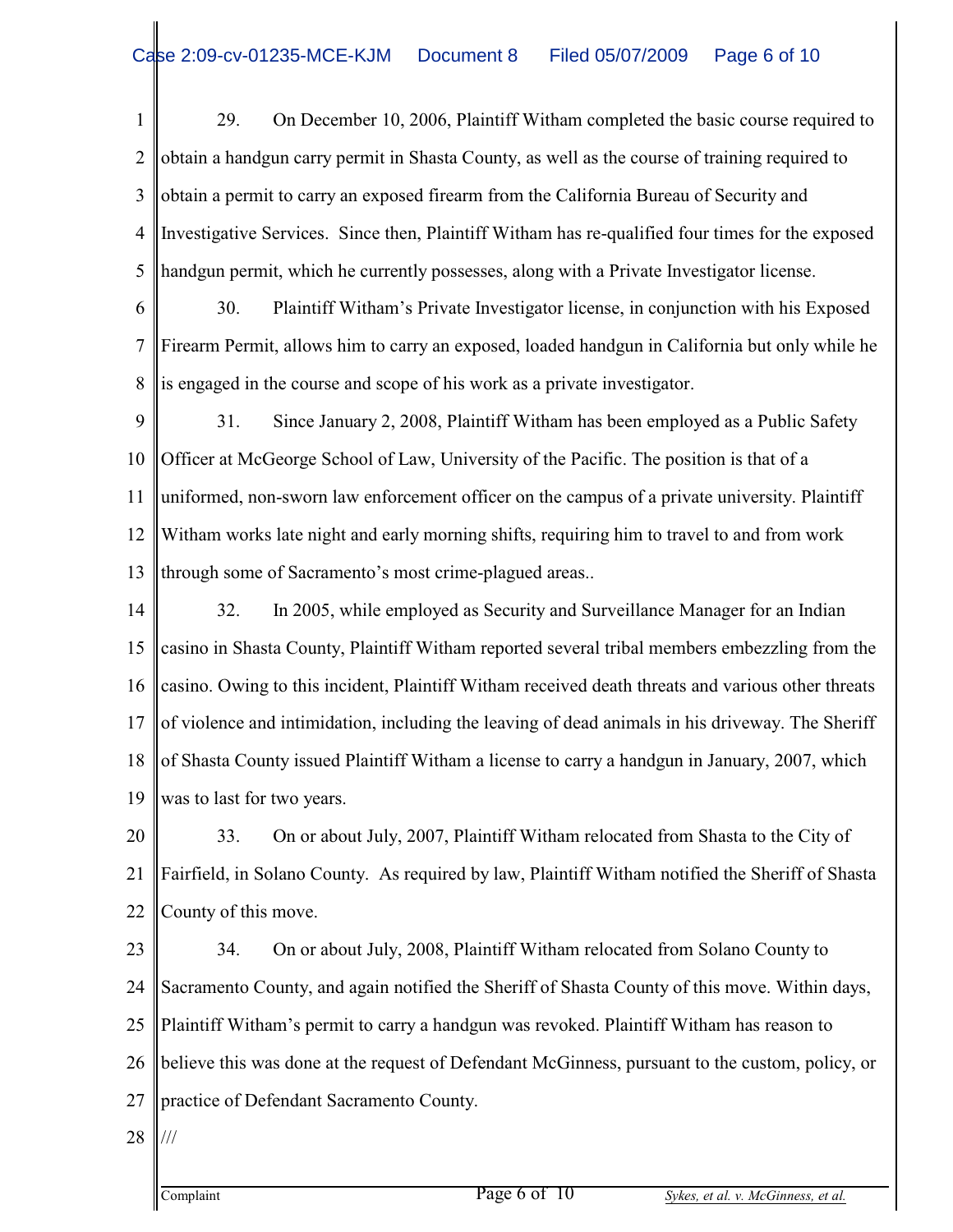29. On December 10, 2006, Plaintiff Witham completed the basic course required to obtain a handgun carry permit in Shasta County, as well as the course of training required to obtain a permit to carry an exposed firearm from the California Bureau of Security and Investigative Services. Since then, Plaintiff Witham has re-qualified four times for the exposed handgun permit, which he currently possesses, along with a Private Investigator license.

30. Plaintiff Witham's Private Investigator license, in conjunction with his Exposed Firearm Permit, allows him to carry an exposed, loaded handgun in California but only while he is engaged in the course and scope of his work as a private investigator.

31. Since January 2, 2008, Plaintiff Witham has been employed as a Public Safety Officer at McGeorge School of Law, University of the Pacific. The position is that of a uniformed, non-sworn law enforcement officer on the campus of a private university. Plaintiff Witham works late night and early morning shifts, requiring him to travel to and from work through some of Sacramento's most crime-plagued areas..

32. In 2005, while employed as Security and Surveillance Manager for an Indian casino in Shasta County, Plaintiff Witham reported several tribal members embezzling from the casino. Owing to this incident, Plaintiff Witham received death threats and various other threats of violence and intimidation, including the leaving of dead animals in his driveway. The Sheriff of Shasta County issued Plaintiff Witham a license to carry a handgun in January, 2007, which was to last for two years.

33. On or about July, 2007, Plaintiff Witham relocated from Shasta to the City of Fairfield, in Solano County. As required by law, Plaintiff Witham notified the Sheriff of Shasta County of this move.

34. On or about July, 2008, Plaintiff Witham relocated from Solano County to Sacramento County, and again notified the Sheriff of Shasta County of this move. Within days, Plaintiff Witham's permit to carry a handgun was revoked. Plaintiff Witham has reason to believe this was done at the request of Defendant McGinness, pursuant to the custom, policy, or practice of Defendant Sacramento County.

///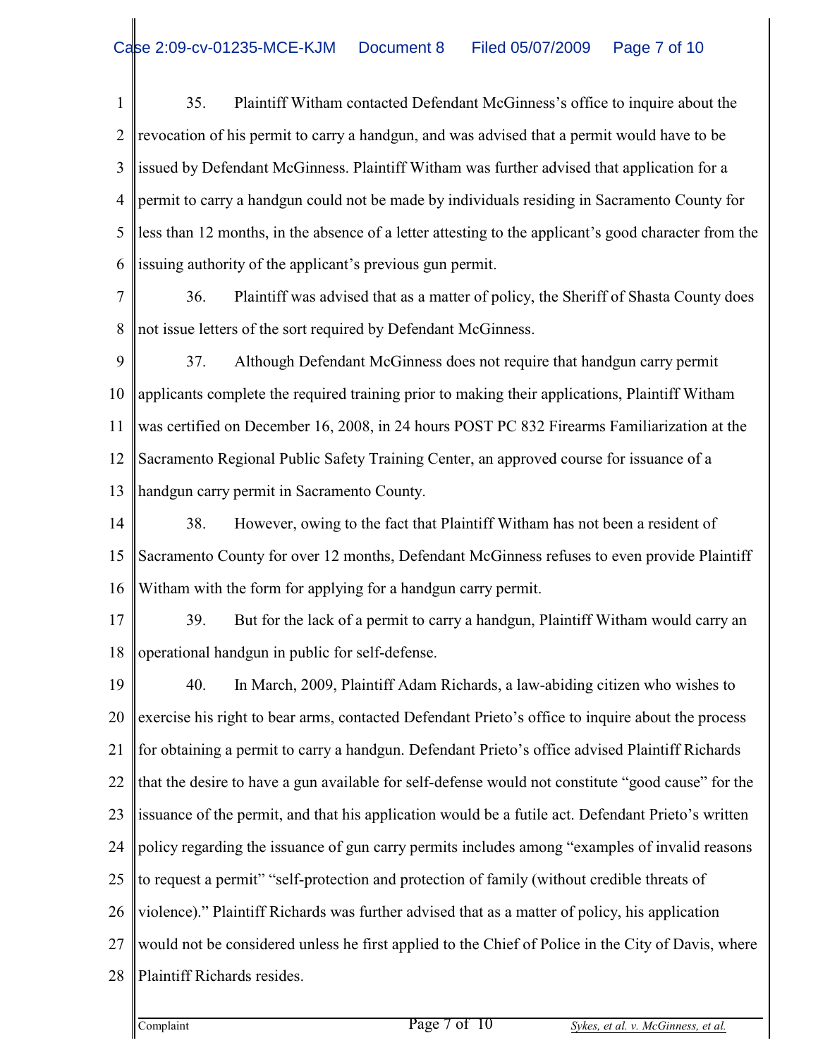35. Plaintiff Witham contacted Defendant McGinness's office to inquire about the revocation of his permit to carry a handgun, and was advised that a permit would have to be issued by Defendant McGinness. Plaintiff Witham was further advised that application for a permit to carry a handgun could not be made by individuals residing in Sacramento County for less than 12 months, in the absence of a letter attesting to the applicant's good character from the issuing authority of the applicant's previous gun permit.

36. Plaintiff was advised that as a matter of policy, the Sheriff of Shasta County does not issue letters of the sort required by Defendant McGinness.

37. Although Defendant McGinness does not require that handgun carry permit applicants complete the required training prior to making their applications, Plaintiff Witham was certified on December 16, 2008, in 24 hours POST PC 832 Firearms Familiarization at the Sacramento Regional Public Safety Training Center, an approved course for issuance of a handgun carry permit in Sacramento County.

38. However, owing to the fact that Plaintiff Witham has not been a resident of Sacramento County for over 12 months, Defendant McGinness refuses to even provide Plaintiff Witham with the form for applying for a handgun carry permit.

39. But for the lack of a permit to carry a handgun, Plaintiff Witham would carry an operational handgun in public for self-defense.

40. In March, 2009, Plaintiff Adam Richards, a law-abiding citizen who wishes to exercise his right to bear arms, contacted Defendant Prieto's office to inquire about the process for obtaining a permit to carry a handgun. Defendant Prieto's office advised Plaintiff Richards that the desire to have a gun available for self-defense would not constitute "good cause" for the issuance of the permit, and that his application would be a futile act. Defendant Prieto's written policy regarding the issuance of gun carry permits includes among "examples of invalid reasons to request a permit" "self-protection and protection of family (without credible threats of violence)." Plaintiff Richards was further advised that as a matter of policy, his application would not be considered unless he first applied to the Chief of Police in the City of Davis, where Plaintiff Richards resides.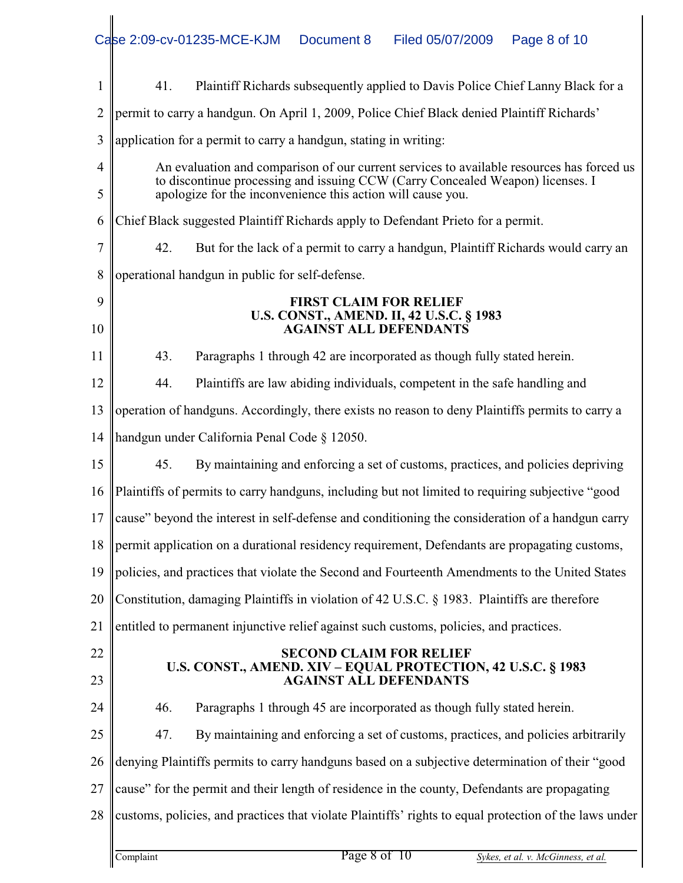41. Plaintiff Richards subsequently applied to Davis Police Chief Lanny Black for a permit to carry a handgun. On April 1, 2009, Police Chief Black denied Plaintiff Richards' application for a permit to carry a handgun, stating in writing:

> An evaluation and comparison of our current services to available resources has forced us to discontinue processing and issuing CCW (Carry Concealed Weapon) licenses. I apologize for the inconvenience this action will cause you.

Chief Black suggested Plaintiff Richards apply to Defendant Prieto for a permit.

42. But for the lack of a permit to carry a handgun, Plaintiff Richards would carry an operational handgun in public for self-defense.

**FIRST CLAIM FOR RELIEF**
**U.S. CONST., AMEND. II, 42 U.S.C. § 1983**
**AGAINST ALL DEFENDANTS**

43. Paragraphs 1 through 42 are incorporated as though fully stated herein.

44. Plaintiffs are law abiding individuals, competent in the safe handling and operation of handguns. Accordingly, there exists no reason to deny Plaintiffs permits to carry a handgun under California Penal Code § 12050.

45. By maintaining and enforcing a set of customs, practices, and policies depriving Plaintiffs of permits to carry handguns, including but not limited to requiring subjective "good cause" beyond the interest in self-defense and conditioning the consideration of a handgun carry permit application on a durational residency requirement, Defendants are propagating customs, policies, and practices that violate the Second and Fourteenth Amendments to the United States Constitution, damaging Plaintiffs in violation of 42 U.S.C. § 1983. Plaintiffs are therefore entitled to permanent injunctive relief against such customs, policies, and practices.

**SECOND CLAIM FOR RELIEF**
**U.S. CONST., AMEND. XIV – EQUAL PROTECTION, 42 U.S.C. § 1983**
**AGAINST ALL DEFENDANTS**

46. Paragraphs 1 through 45 are incorporated as though fully stated herein.

47. By maintaining and enforcing a set of customs, practices, and policies arbitrarily denying Plaintiffs permits to carry handguns based on a subjective determination of their "good cause" for the permit and their length of residence in the county, Defendants are propagating customs, policies, and practices that violate Plaintiffs' rights to equal protection of the laws under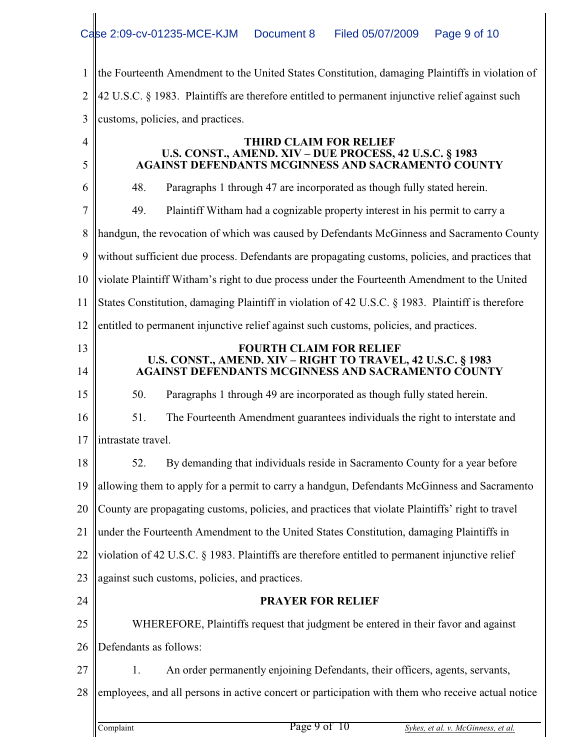the Fourteenth Amendment to the United States Constitution, damaging Plaintiffs in violation of 42 U.S.C. § 1983. Plaintiffs are therefore entitled to permanent injunctive relief against such customs, policies, and practices.

**THIRD CLAIM FOR RELIEF**
**U.S. CONST., AMEND. XIV – DUE PROCESS, 42 U.S.C. § 1983**
**AGAINST DEFENDANTS MCGINNESS AND SACRAMENTO COUNTY**

48. Paragraphs 1 through 47 are incorporated as though fully stated herein.

49. Plaintiff Witham had a cognizable property interest in his permit to carry a handgun, the revocation of which was caused by Defendants McGinness and Sacramento County without sufficient due process. Defendants are propagating customs, policies, and practices that violate Plaintiff Witham's right to due process under the Fourteenth Amendment to the United States Constitution, damaging Plaintiff in violation of 42 U.S.C. § 1983. Plaintiff is therefore entitled to permanent injunctive relief against such customs, policies, and practices.

**FOURTH CLAIM FOR RELIEF**
**U.S. CONST., AMEND. XIV – RIGHT TO TRAVEL, 42 U.S.C. § 1983**
**AGAINST DEFENDANTS MCGINNESS AND SACRAMENTO COUNTY**

50. Paragraphs 1 through 49 are incorporated as though fully stated herein.

51. The Fourteenth Amendment guarantees individuals the right to interstate and intrastate travel.

52. By demanding that individuals reside in Sacramento County for a year before allowing them to apply for a permit to carry a handgun, Defendants McGinness and Sacramento County are propagating customs, policies, and practices that violate Plaintiffs' right to travel under the Fourteenth Amendment to the United States Constitution, damaging Plaintiffs in violation of 42 U.S.C. § 1983. Plaintiffs are therefore entitled to permanent injunctive relief against such customs, policies, and practices.

**PRAYER FOR RELIEF**

WHEREFORE, Plaintiffs request that judgment be entered in their favor and against Defendants as follows:

1. An order permanently enjoining Defendants, their officers, agents, servants, employees, and all persons in active concert or participation with them who receive actual notice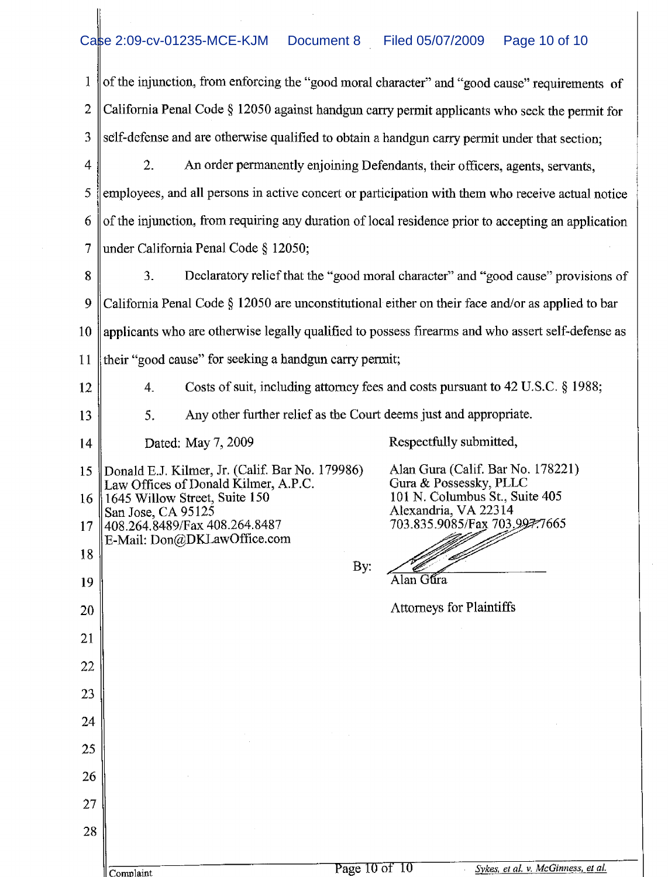of the injunction, from enforcing the "good moral character" and "good cause" requirements of California Penal Code § 12050 against handgun carry permit applicants who seek the permit for self-defense and are otherwise qualified to obtain a handgun carry permit under that section;

2. An order permanently enjoining Defendants, their officers, agents, servants, employees, and all persons in active concert or participation with them who receive actual notice of the injunction, from requiring any duration of local residence prior to accepting an application under California Penal Code § 12050;

3. Declaratory relief that the "good moral character" and "good cause" provisions of California Penal Code § 12050 are unconstitutional either on their face and/or as applied to bar applicants who are otherwise legally qualified to possess firearms and who assert self-defense as their "good cause" for seeking a handgun carry permit;

4. Costs of suit, including attorney fees and costs pursuant to 42 U.S.C. § 1988;

5. Any other further relief as the Court deems just and appropriate.

Dated: May 7, 2009

Respectfully submitted,

Donald E.J. Kilmer, Jr. (Calif. Bar No. 179986)
Law Offices of Donald Kilmer, A.P.C.
1645 Willow Street, Suite 150
San Jose, CA 95125
408.264.8489/Fax 408.264.8487
E-Mail: Don@DKLawOffice.com

Alan Gura (Calif. Bar No. 178221)
Gura & Possessky, PLLC
101 N. Columbus St., Suite 405
Alexandria, VA 22314
703.835.9085/Fax 703.997.7665

By: ______________________
Alan Gura

Attorneys for Plaintiffs